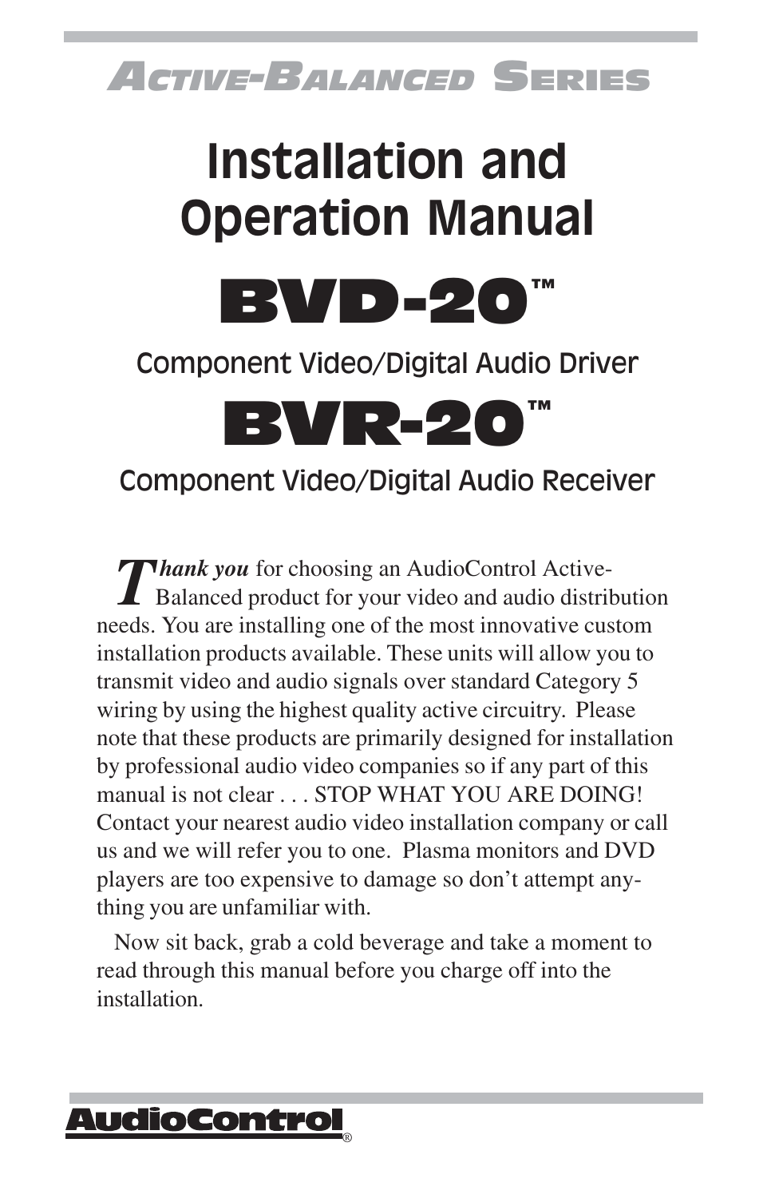## ACTIVE-BALANCED SERIES

# Installation and Operation Manual

# BVD-20™

### Component Video/Digital Audio Driver

# BVR-20™

### Component Video/Digital Audio Receiver

***Thank you*** for choosing an AudioControl Active-Balanced product for your video and audio distribution needs. You are installing one of the most innovative custom installation products available. These units will allow you to transmit video and audio signals over standard Category 5 wiring by using the highest quality active circuitry. Please note that these products are primarily designed for installation by professional audio video companies so if any part of this manual is not clear . . . STOP WHAT YOU ARE DOING! Contact your nearest audio video installation company or call us and we will refer you to one. Plasma monitors and DVD players are too expensive to damage so don't attempt anything you are unfamiliar with.

Now sit back, grab a cold beverage and take a moment to read through this manual before you charge off into the installation.

**AudioControl®**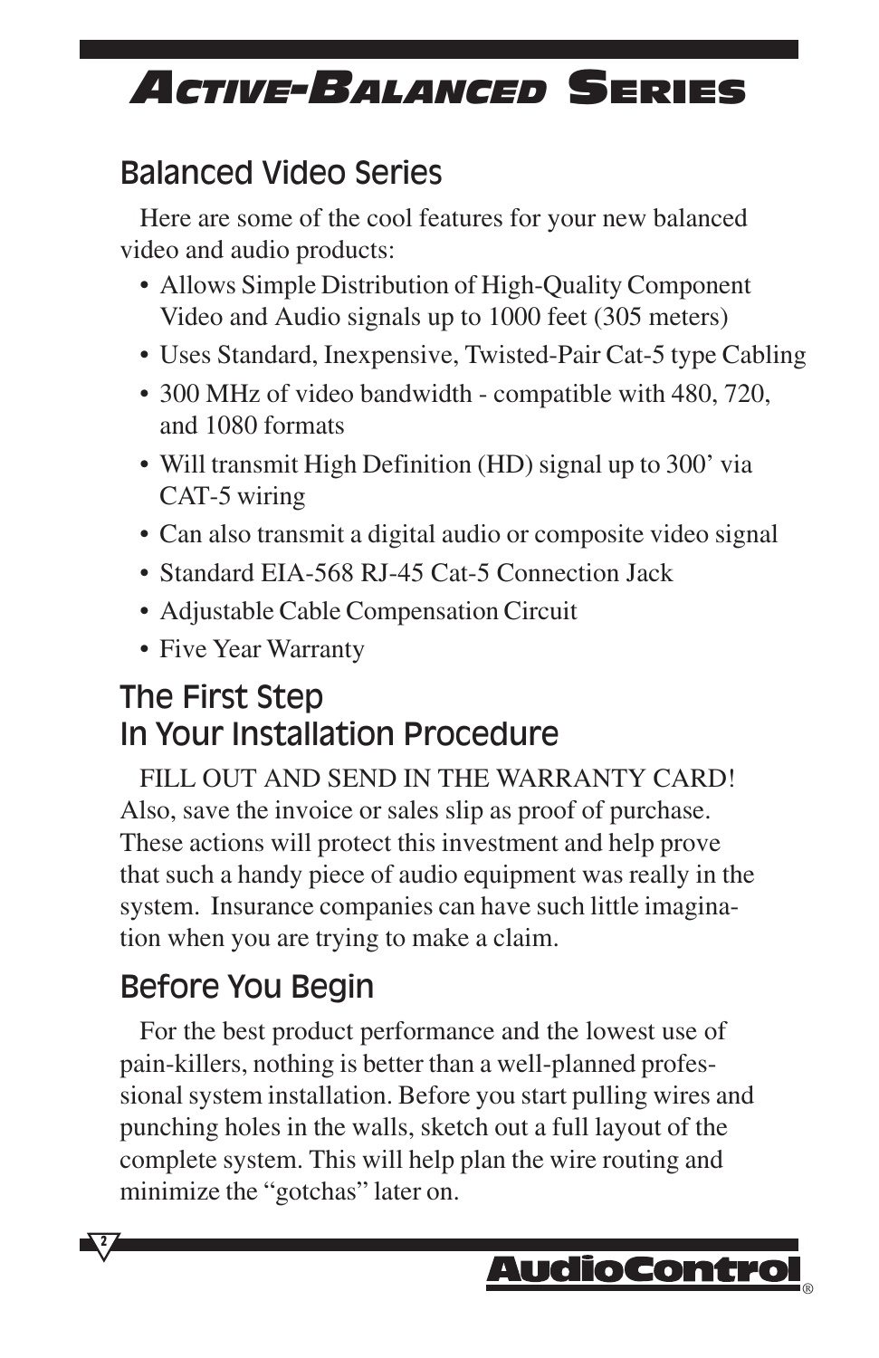# Active-Balanced Series

## Balanced Video Series

Here are some of the cool features for your new balanced video and audio products:

- Allows Simple Distribution of High-Quality Component Video and Audio signals up to 1000 feet (305 meters)
- Uses Standard, Inexpensive, Twisted-Pair Cat-5 type Cabling
- 300 MHz of video bandwidth - compatible with 480, 720, and 1080 formats
- Will transmit High Definition (HD) signal up to 300' via CAT-5 wiring
- Can also transmit a digital audio or composite video signal
- Standard EIA-568 RJ-45 Cat-5 Connection Jack
- Adjustable Cable Compensation Circuit
- Five Year Warranty

## The First Step In Your Installation Procedure

FILL OUT AND SEND IN THE WARRANTY CARD! Also, save the invoice or sales slip as proof of purchase. These actions will protect this investment and help prove that such a handy piece of audio equipment was really in the system. Insurance companies can have such little imagination when you are trying to make a claim.

## Before You Begin

For the best product performance and the lowest use of pain-killers, nothing is better than a well-planned professional system installation. Before you start pulling wires and punching holes in the walls, sketch out a full layout of the complete system. This will help plan the wire routing and minimize the "gotchas" later on.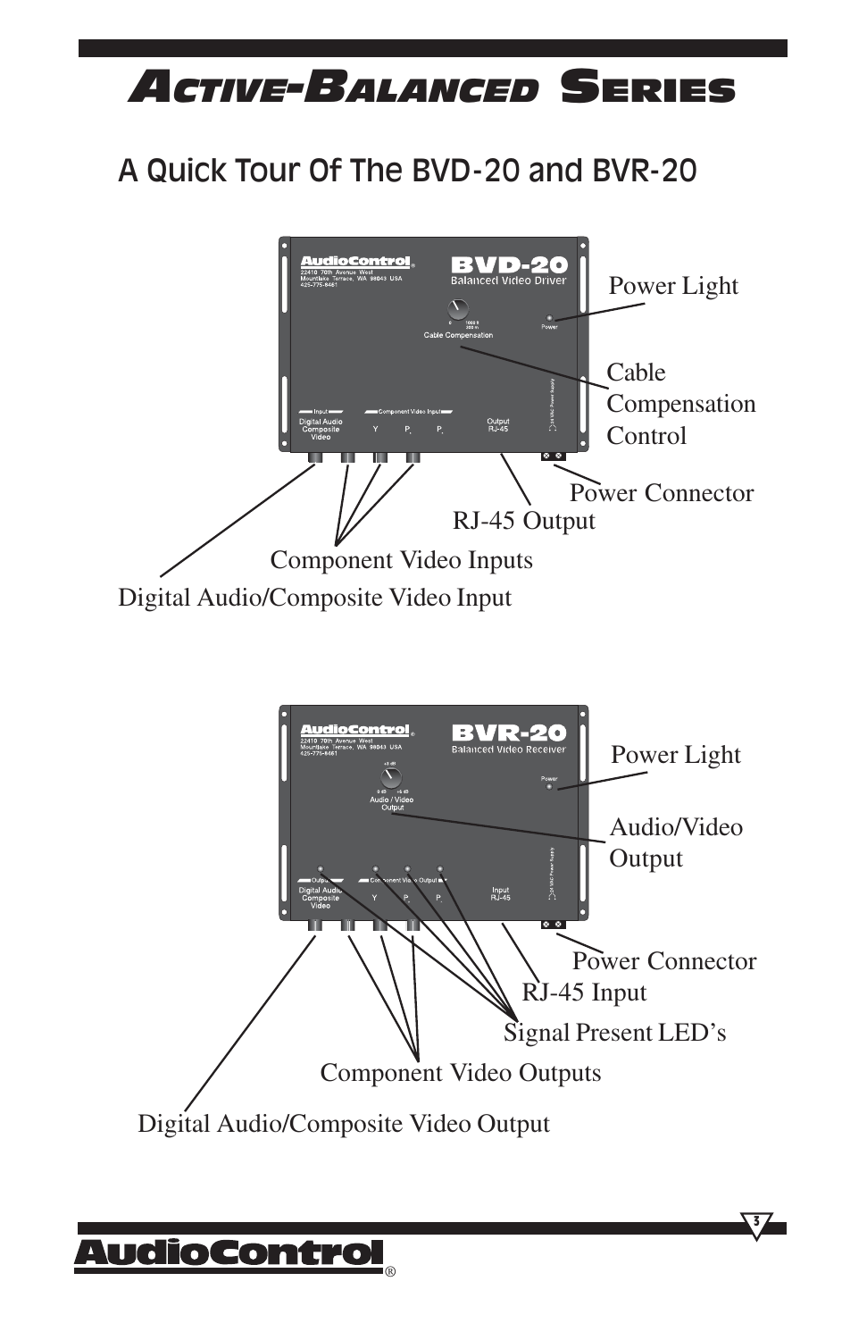# Active-Balanced Series

## A Quick Tour Of The BVD-20 and BVR-20

Power Light

Cable Compensation Control

Power Connector

RJ-45 Output

Component Video Inputs

Digital Audio/Composite Video Input

Power Light

Audio/Video Output

Power Connector

RJ-45 Input

Signal Present LED's

Component Video Outputs

Digital Audio/Composite Video Output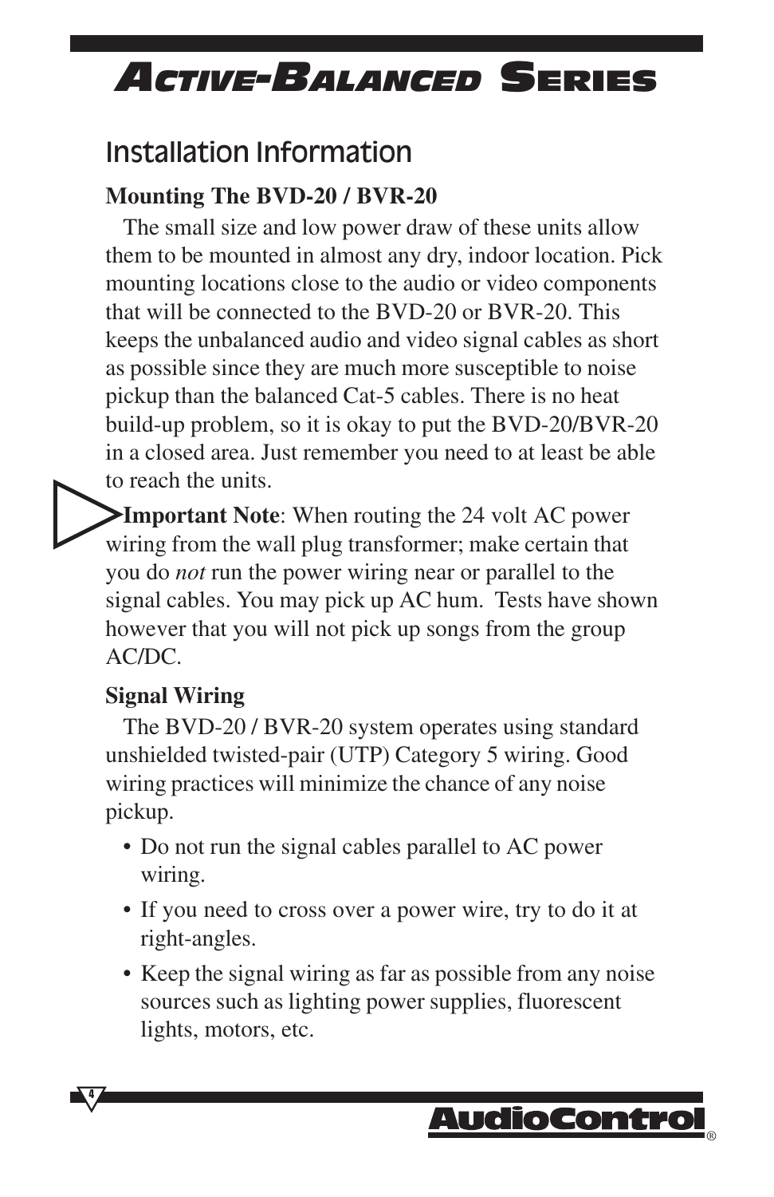## Installation Information

**Mounting The BVD-20 / BVR-20**

The small size and low power draw of these units allow them to be mounted in almost any dry, indoor location. Pick mounting locations close to the audio or video components that will be connected to the BVD-20 or BVR-20. This keeps the unbalanced audio and video signal cables as short as possible since they are much more susceptible to noise pickup than the balanced Cat-5 cables. There is no heat build-up problem, so it is okay to put the BVD-20/BVR-20 in a closed area. Just remember you need to at least be able to reach the units.

**Important Note**: When routing the 24 volt AC power wiring from the wall plug transformer; make certain that you do *not* run the power wiring near or parallel to the signal cables. You may pick up AC hum. Tests have shown however that you will not pick up songs from the group AC/DC.

**Signal Wiring**

The BVD-20 / BVR-20 system operates using standard unshielded twisted-pair (UTP) Category 5 wiring. Good wiring practices will minimize the chance of any noise pickup.

- Do not run the signal cables parallel to AC power wiring.
- If you need to cross over a power wire, try to do it at right-angles.
- Keep the signal wiring as far as possible from any noise sources such as lighting power supplies, fluorescent lights, motors, etc.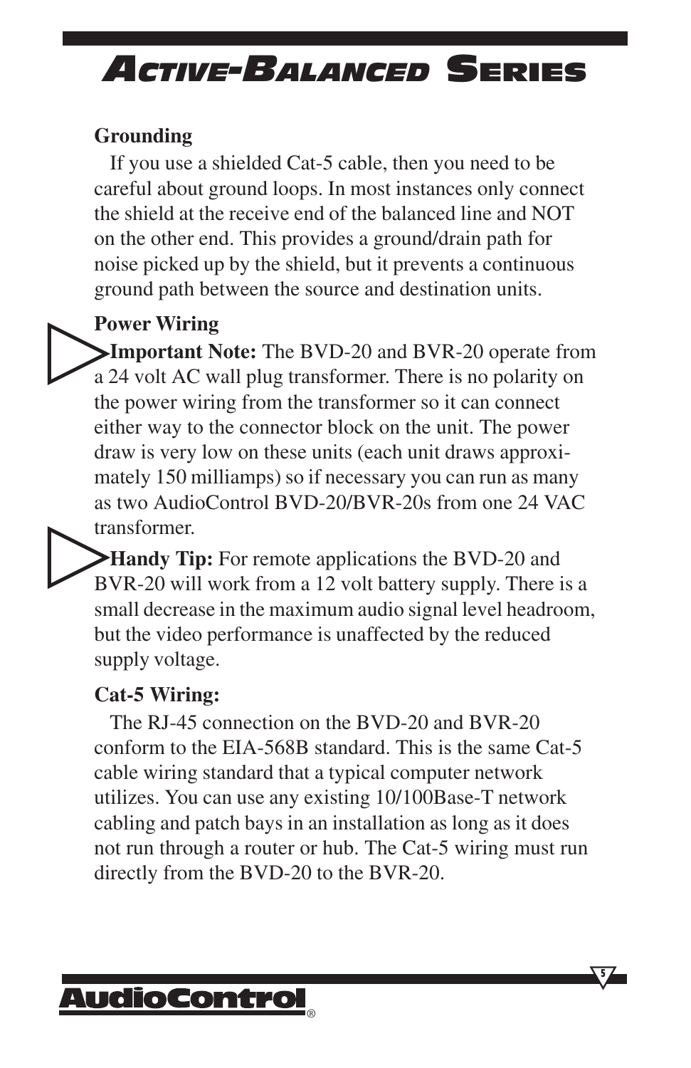**Grounding**

If you use a shielded Cat-5 cable, then you need to be careful about ground loops. In most instances only connect the shield at the receive end of the balanced line and NOT on the other end. This provides a ground/drain path for noise picked up by the shield, but it prevents a continuous ground path between the source and destination units.

**Power Wiring**

**Important Note:** The BVD-20 and BVR-20 operate from a 24 volt AC wall plug transformer. There is no polarity on the power wiring from the transformer so it can connect either way to the connector block on the unit. The power draw is very low on these units (each unit draws approximately 150 milliamps) so if necessary you can run as many as two AudioControl BVD-20/BVR-20s from one 24 VAC transformer.

**Handy Tip:** For remote applications the BVD-20 and BVR-20 will work from a 12 volt battery supply. There is a small decrease in the maximum audio signal level headroom, but the video performance is unaffected by the reduced supply voltage.

**Cat-5 Wiring:**

The RJ-45 connection on the BVD-20 and BVR-20 conform to the EIA-568B standard. This is the same Cat-5 cable wiring standard that a typical computer network utilizes. You can use any existing 10/100Base-T network cabling and patch bays in an installation as long as it does not run through a router or hub. The Cat-5 wiring must run directly from the BVD-20 to the BVR-20.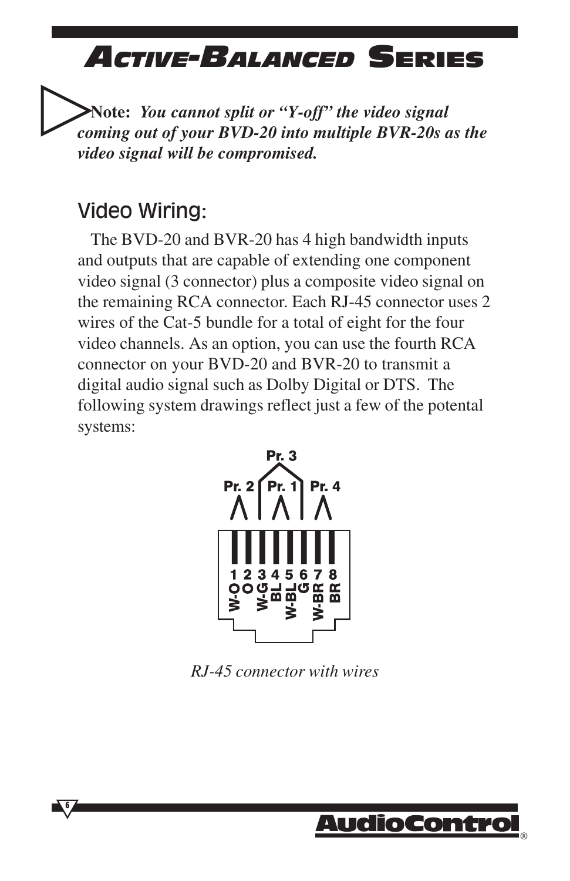**Note:** ***You cannot split or "Y-off" the video signal coming out of your BVD-20 into multiple BVR-20s as the video signal will be compromised.***

## Video Wiring:

The BVD-20 and BVR-20 has 4 high bandwidth inputs and outputs that are capable of extending one component video signal (3 connector) plus a composite video signal on the remaining RCA connector. Each RJ-45 connector uses 2 wires of the Cat-5 bundle for a total of eight for the four video channels. As an option, you can use the fourth RCA connector on your BVD-20 and BVR-20 to transmit a digital audio signal such as Dolby Digital or DTS. The following system drawings reflect just a few of the potental systems:

Pr. 3

Pr. 2 Pr. 1 Pr. 4

1 2 3 4 5 6 7 8

W-O O W-G BL W-BL G W-BR BR

*RJ-45 connector with wires*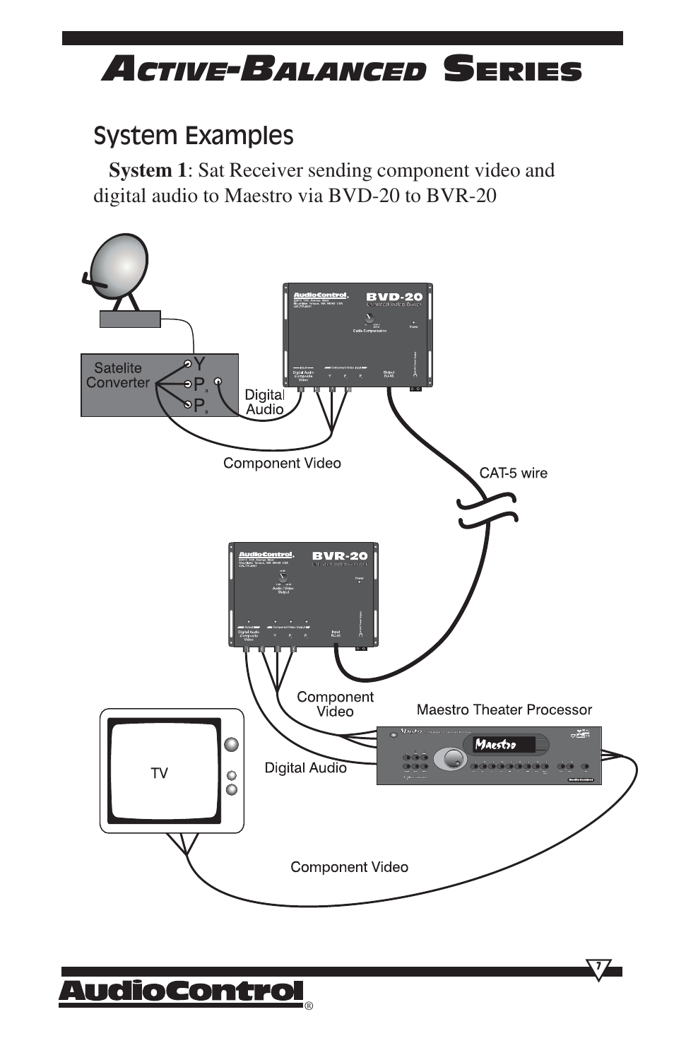# Active-Balanced Series

## System Examples

**System 1**: Sat Receiver sending component video and digital audio to Maestro via BVD-20 to BVR-20

Satelite Converter

Y

P

P

Digital Audio

Component Video

CAT-5 wire

Component Video

Maestro Theater Processor

TV

Digital Audio

Component Video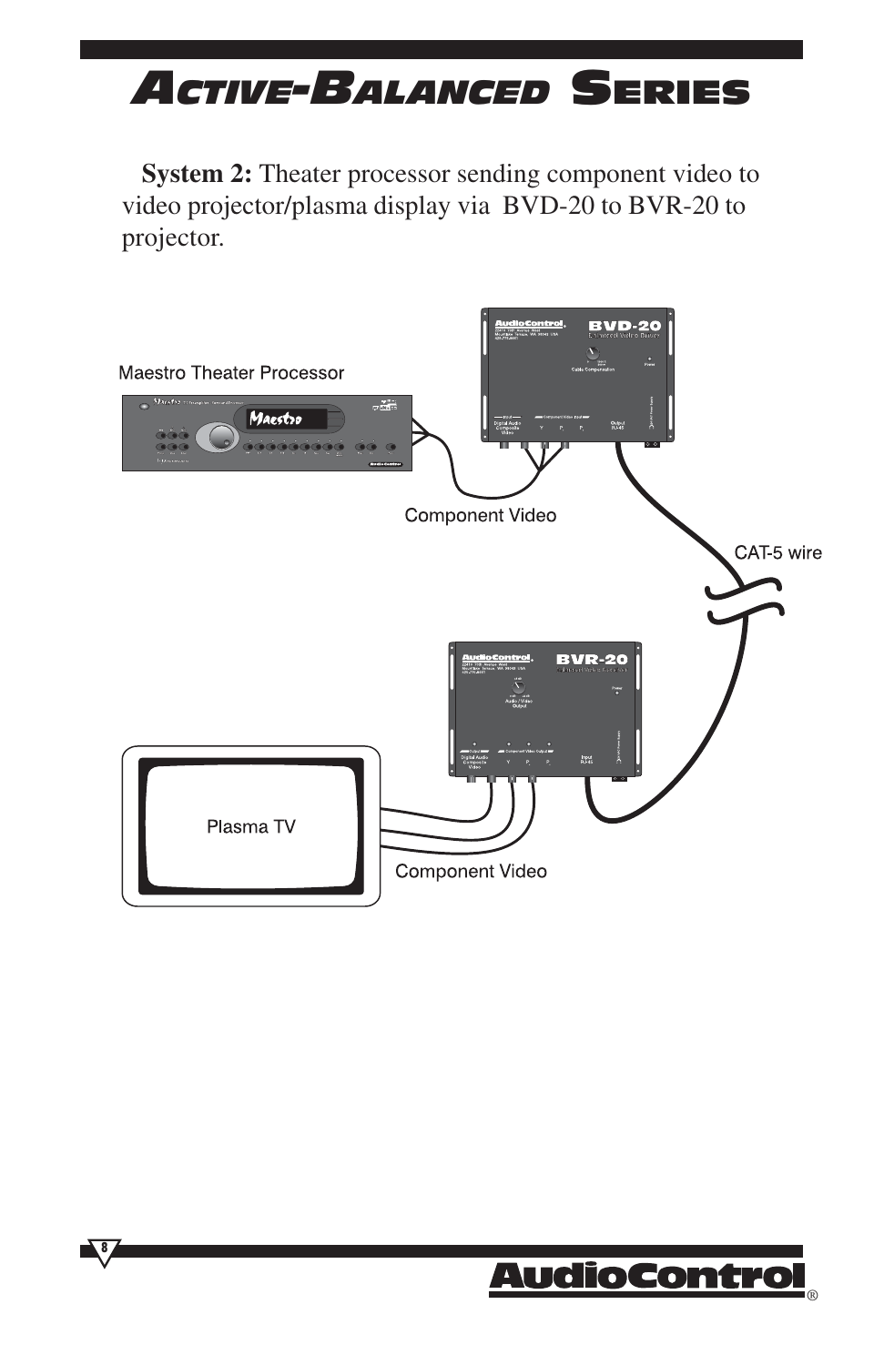# Active-Balanced Series

**System 2:** Theater processor sending component video to video projector/plasma display via BVD-20 to BVR-20 to projector.

Maestro Theater Processor

Component Video

CAT-5 wire

Plasma TV

Component Video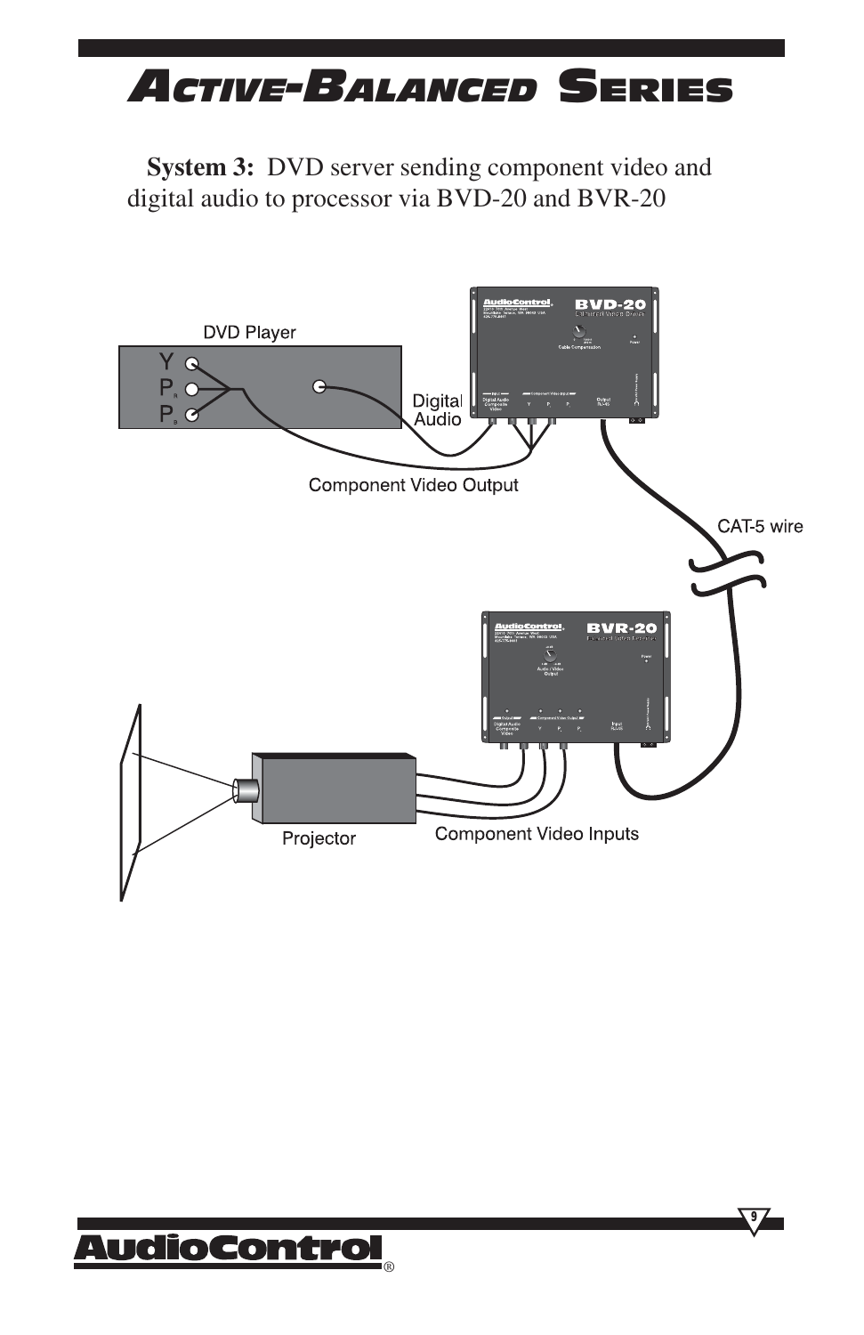# Active-Balanced Series

**System 3:** DVD server sending component video and digital audio to processor via BVD-20 and BVR-20

DVD Player

Y
$P_R$
$P_B$

Digital Audio

Component Video Output

BVD-20

CAT-5 wire

BVR-20

Projector

Component Video Inputs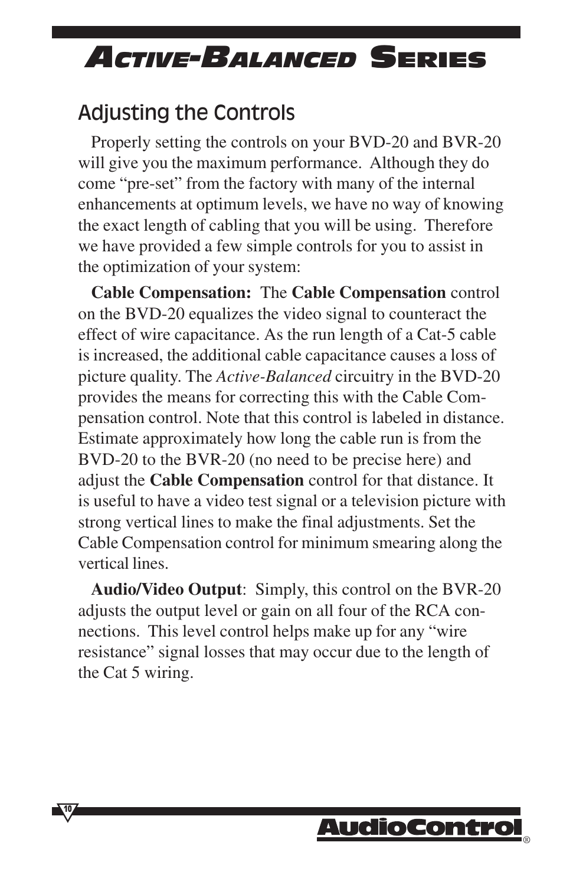## Adjusting the Controls

Properly setting the controls on your BVD-20 and BVR-20 will give you the maximum performance. Although they do come "pre-set" from the factory with many of the internal enhancements at optimum levels, we have no way of knowing the exact length of cabling that you will be using. Therefore we have provided a few simple controls for you to assist in the optimization of your system:

**Cable Compensation:** The **Cable Compensation** control on the BVD-20 equalizes the video signal to counteract the effect of wire capacitance. As the run length of a Cat-5 cable is increased, the additional cable capacitance causes a loss of picture quality. The *Active-Balanced* circuitry in the BVD-20 provides the means for correcting this with the Cable Compensation control. Note that this control is labeled in distance. Estimate approximately how long the cable run is from the BVD-20 to the BVR-20 (no need to be precise here) and adjust the **Cable Compensation** control for that distance. It is useful to have a video test signal or a television picture with strong vertical lines to make the final adjustments. Set the Cable Compensation control for minimum smearing along the vertical lines.

**Audio/Video Output**: Simply, this control on the BVR-20 adjusts the output level or gain on all four of the RCA connections. This level control helps make up for any "wire resistance" signal losses that may occur due to the length of the Cat 5 wiring.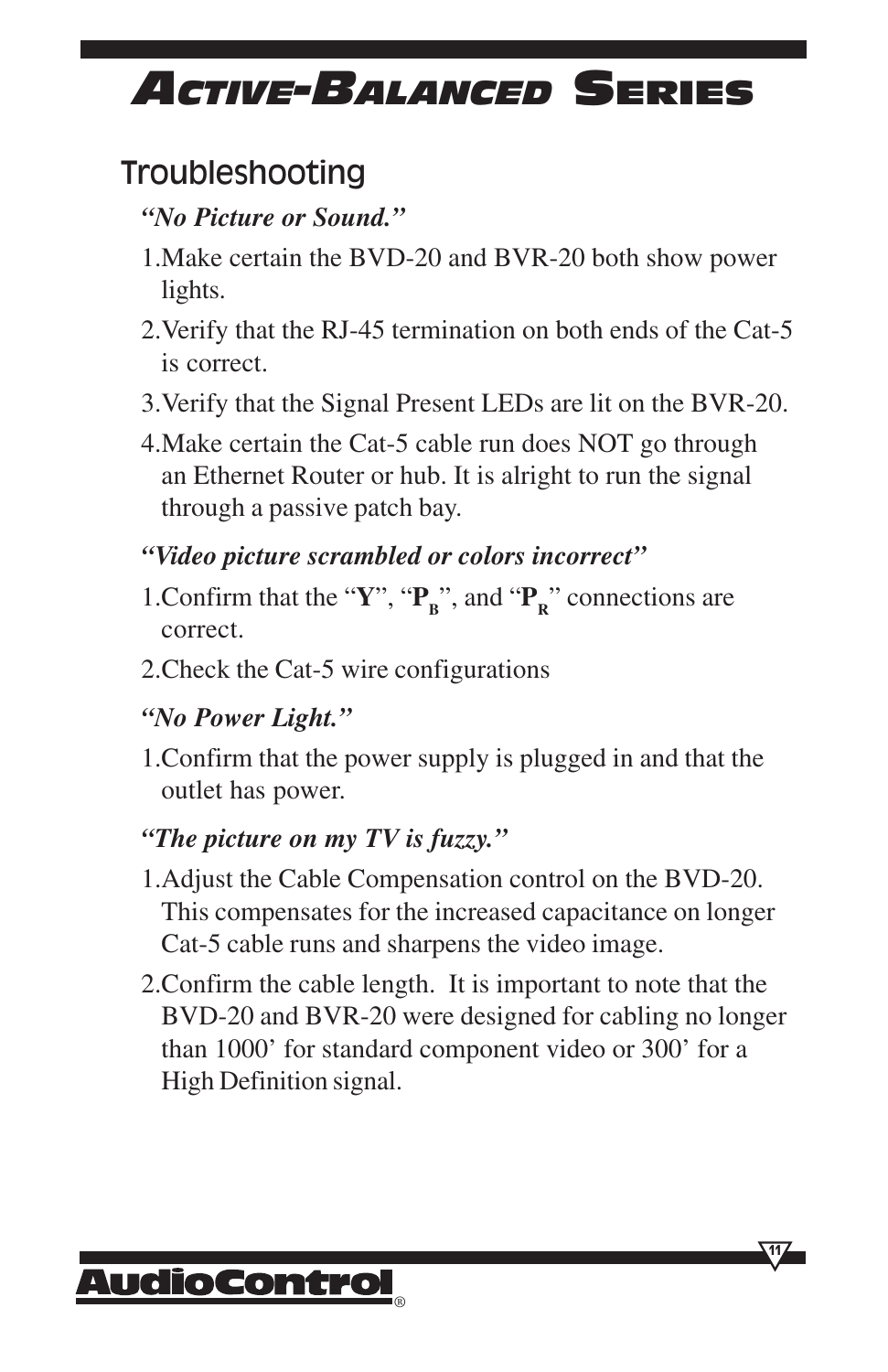## Troubleshooting

*"No Picture or Sound."*

1. Make certain the BVD-20 and BVR-20 both show power lights.
2. Verify that the RJ-45 termination on both ends of the Cat-5 is correct.
3. Verify that the Signal Present LEDs are lit on the BVR-20.
4. Make certain the Cat-5 cable run does NOT go through an Ethernet Router or hub. It is alright to run the signal through a passive patch bay.

*"Video picture scrambled or colors incorrect"*

1. Confirm that the "**Y**", "$\mathbf{P_B}$", and "$\mathbf{P_R}$" connections are correct.
2. Check the Cat-5 wire configurations

*"No Power Light."*

1. Confirm that the power supply is plugged in and that the outlet has power.

*"The picture on my TV is fuzzy."*

1. Adjust the Cable Compensation control on the BVD-20. This compensates for the increased capacitance on longer Cat-5 cable runs and sharpens the video image.
2. Confirm the cable length. It is important to note that the BVD-20 and BVR-20 were designed for cabling no longer than 1000' for standard component video or 300' for a High Definition signal.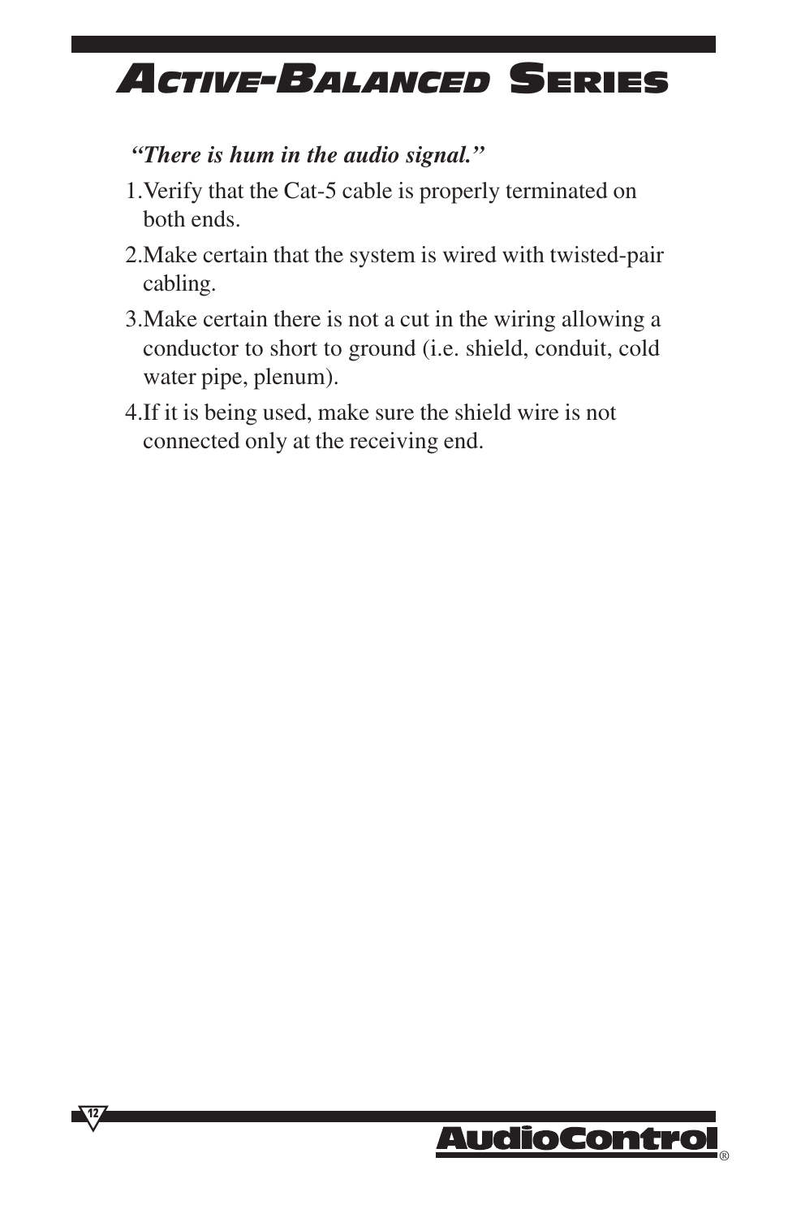*"There is hum in the audio signal."*

1. Verify that the Cat-5 cable is properly terminated on both ends.
2. Make certain that the system is wired with twisted-pair cabling.
3. Make certain there is not a cut in the wiring allowing a conductor to short to ground (i.e. shield, conduit, cold water pipe, plenum).
4. If it is being used, make sure the shield wire is not connected only at the receiving end.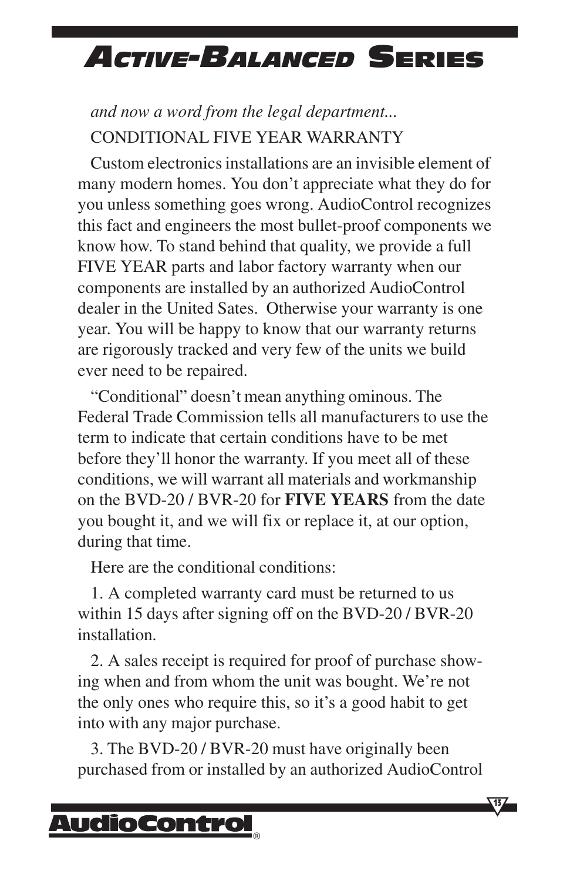*and now a word from the legal department...*

CONDITIONAL FIVE YEAR WARRANTY

Custom electronics installations are an invisible element of many modern homes. You don't appreciate what they do for you unless something goes wrong. AudioControl recognizes this fact and engineers the most bullet-proof components we know how. To stand behind that quality, we provide a full FIVE YEAR parts and labor factory warranty when our components are installed by an authorized AudioControl dealer in the United Sates. Otherwise your warranty is one year. You will be happy to know that our warranty returns are rigorously tracked and very few of the units we build ever need to be repaired.

"Conditional" doesn't mean anything ominous. The Federal Trade Commission tells all manufacturers to use the term to indicate that certain conditions have to be met before they'll honor the warranty. If you meet all of these conditions, we will warrant all materials and workmanship on the BVD-20 / BVR-20 for **FIVE YEARS** from the date you bought it, and we will fix or replace it, at our option, during that time.

Here are the conditional conditions:

1. A completed warranty card must be returned to us within 15 days after signing off on the BVD-20 / BVR-20 installation.

2. A sales receipt is required for proof of purchase showing when and from whom the unit was bought. We're not the only ones who require this, so it's a good habit to get into with any major purchase.

3. The BVD-20 / BVR-20 must have originally been purchased from or installed by an authorized AudioControl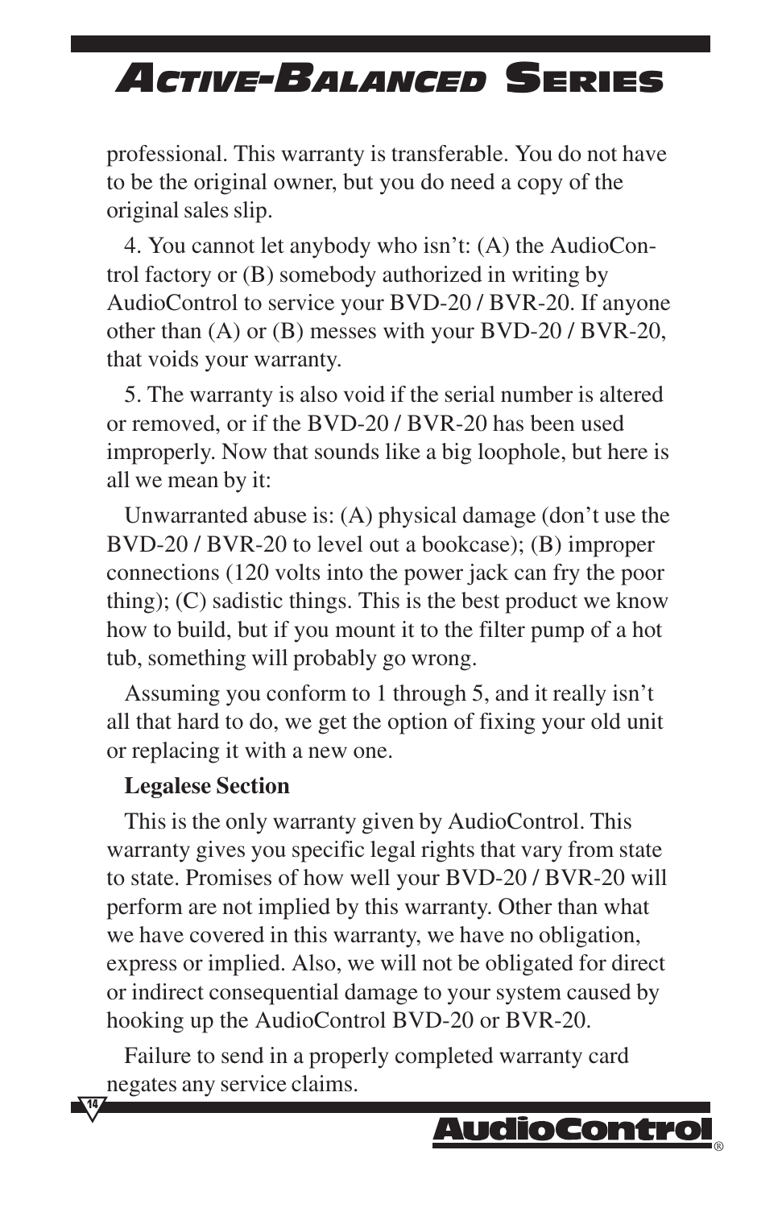professional. This warranty is transferable. You do not have to be the original owner, but you do need a copy of the original sales slip.

4. You cannot let anybody who isn't: (A) the AudioControl factory or (B) somebody authorized in writing by AudioControl to service your BVD-20 / BVR-20. If anyone other than (A) or (B) messes with your BVD-20 / BVR-20, that voids your warranty.

5. The warranty is also void if the serial number is altered or removed, or if the BVD-20 / BVR-20 has been used improperly. Now that sounds like a big loophole, but here is all we mean by it:

Unwarranted abuse is: (A) physical damage (don't use the BVD-20 / BVR-20 to level out a bookcase); (B) improper connections (120 volts into the power jack can fry the poor thing); (C) sadistic things. This is the best product we know how to build, but if you mount it to the filter pump of a hot tub, something will probably go wrong.

Assuming you conform to 1 through 5, and it really isn't all that hard to do, we get the option of fixing your old unit or replacing it with a new one.

**Legalese Section**

This is the only warranty given by AudioControl. This warranty gives you specific legal rights that vary from state to state. Promises of how well your BVD-20 / BVR-20 will perform are not implied by this warranty. Other than what we have covered in this warranty, we have no obligation, express or implied. Also, we will not be obligated for direct or indirect consequential damage to your system caused by hooking up the AudioControl BVD-20 or BVR-20.

Failure to send in a properly completed warranty card negates any service claims.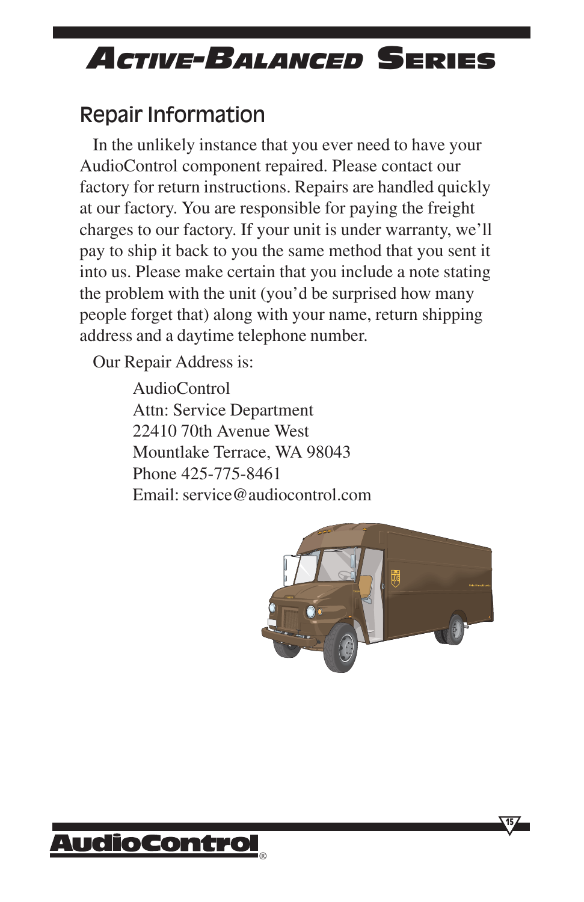## Repair Information

In the unlikely instance that you ever need to have your AudioControl component repaired. Please contact our factory for return instructions. Repairs are handled quickly at our factory. You are responsible for paying the freight charges to our factory. If your unit is under warranty, we'll pay to ship it back to you the same method that you sent it into us. Please make certain that you include a note stating the problem with the unit (you'd be surprised how many people forget that) along with your name, return shipping address and a daytime telephone number.

Our Repair Address is:

AudioControl
Attn: Service Department
22410 70th Avenue West
Mountlake Terrace, WA 98043
Phone 425-775-8461
Email: service@audiocontrol.com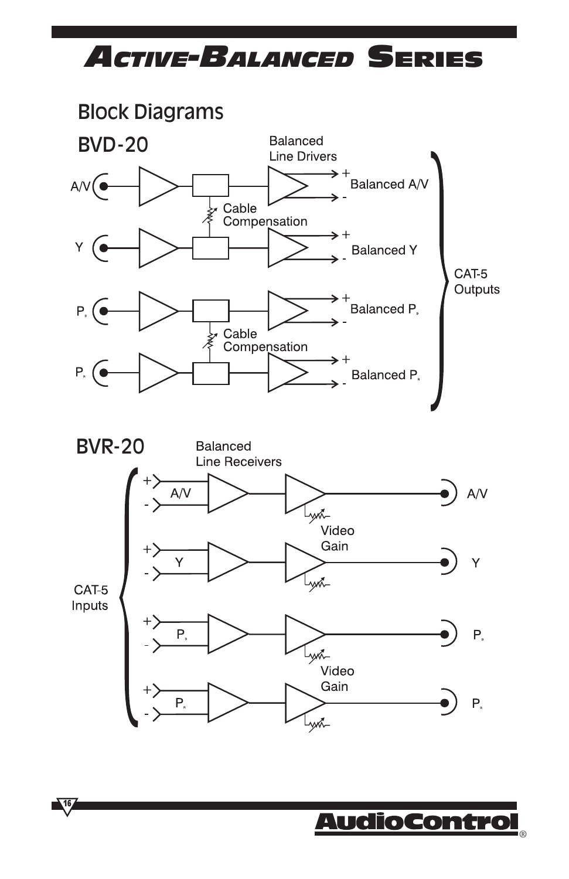# Active-Balanced Series

## Block Diagrams

### BVD-20

Balanced Line Drivers

A/V

Balanced A/V

Cable Compensation

Y

Balanced Y

CAT-5 Outputs

$P_B$

Balanced $P_B$

Cable Compensation

$P_R$

Balanced $P_R$

### BVR-20

Balanced Line Receivers

A/V

A/V

Video Gain

Y

Y

CAT-5 Inputs

$P_B$

$P_B$

Video Gain

$P_R$

$P_R$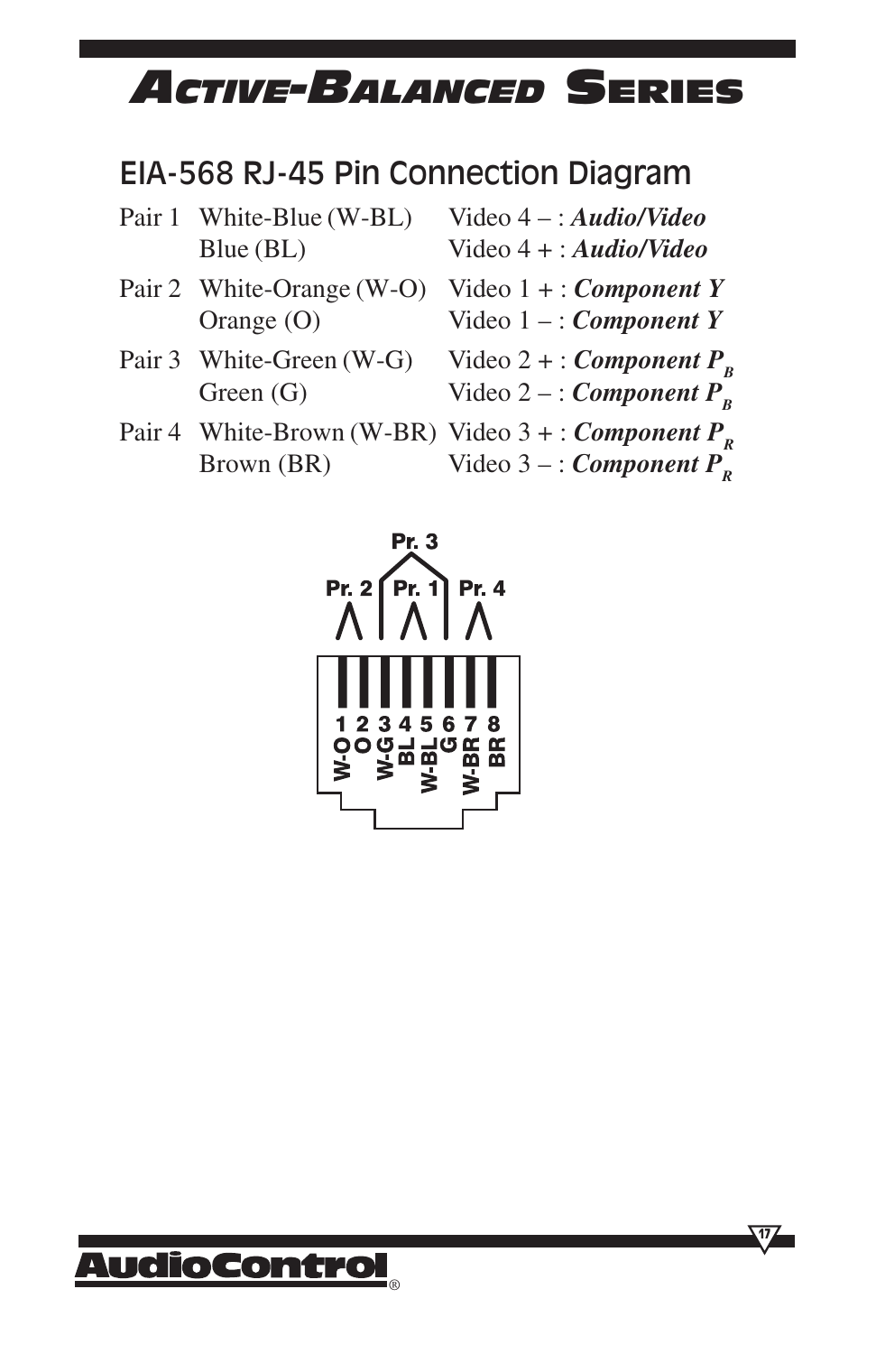# Active-Balanced Series

## EIA-568 RJ-45 Pin Connection Diagram

| | | |
|---|---|---|
| Pair 1 | White-Blue (W-BL) | Video 4 – : ***Audio/Video*** |
| | Blue (BL) | Video 4 + : ***Audio/Video*** |
| Pair 2 | White-Orange (W-O) | Video 1 + : ***Component Y*** |
| | Orange (O) | Video 1 – : ***Component Y*** |
| Pair 3 | White-Green (W-G) | Video 2 + : ***Component*** $P_B$ |
| | Green (G) | Video 2 – : ***Component*** $P_B$ |
| Pair 4 | White-Brown (W-BR) | Video 3 + : ***Component*** $P_R$ |
| | Brown (BR) | Video 3 – : ***Component*** $P_R$ |

Pr. 3

Pr. 2 Pr. 1 Pr. 4

1 2 3 4 5 6 7 8

W-O O W-G BL W-BL G W-BR BR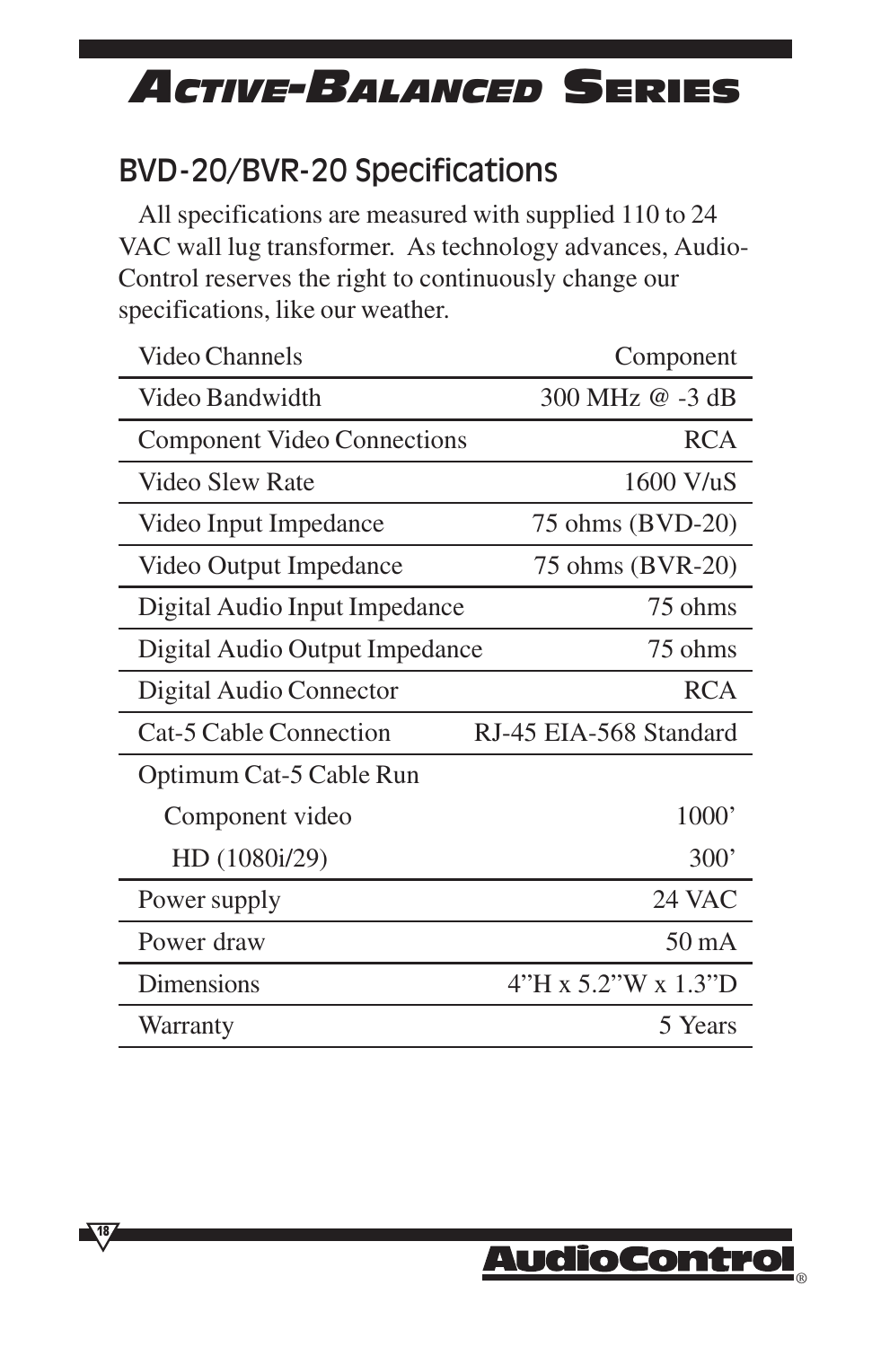# Active-Balanced Series

## BVD-20/BVR-20 Specifications

All specifications are measured with supplied 110 to 24 VAC wall lug transformer. As technology advances, Audio-Control reserves the right to continuously change our specifications, like our weather.

| | |
|---|---|
| Video Channels | Component |
| Video Bandwidth | 300 MHz @ -3 dB |
| Component Video Connections | RCA |
| Video Slew Rate | 1600 V/uS |
| Video Input Impedance | 75 ohms (BVD-20) |
| Video Output Impedance | 75 ohms (BVR-20) |
| Digital Audio Input Impedance | 75 ohms |
| Digital Audio Output Impedance | 75 ohms |
| Digital Audio Connector | RCA |
| Cat-5 Cable Connection | RJ-45 EIA-568 Standard |
| Optimum Cat-5 Cable Run | |
| Component video | 1000' |
| HD (1080i/29) | 300' |
| Power supply | 24 VAC |
| Power draw | 50 mA |
| Dimensions | 4"H x 5.2"W x 1.3"D |
| Warranty | 5 Years |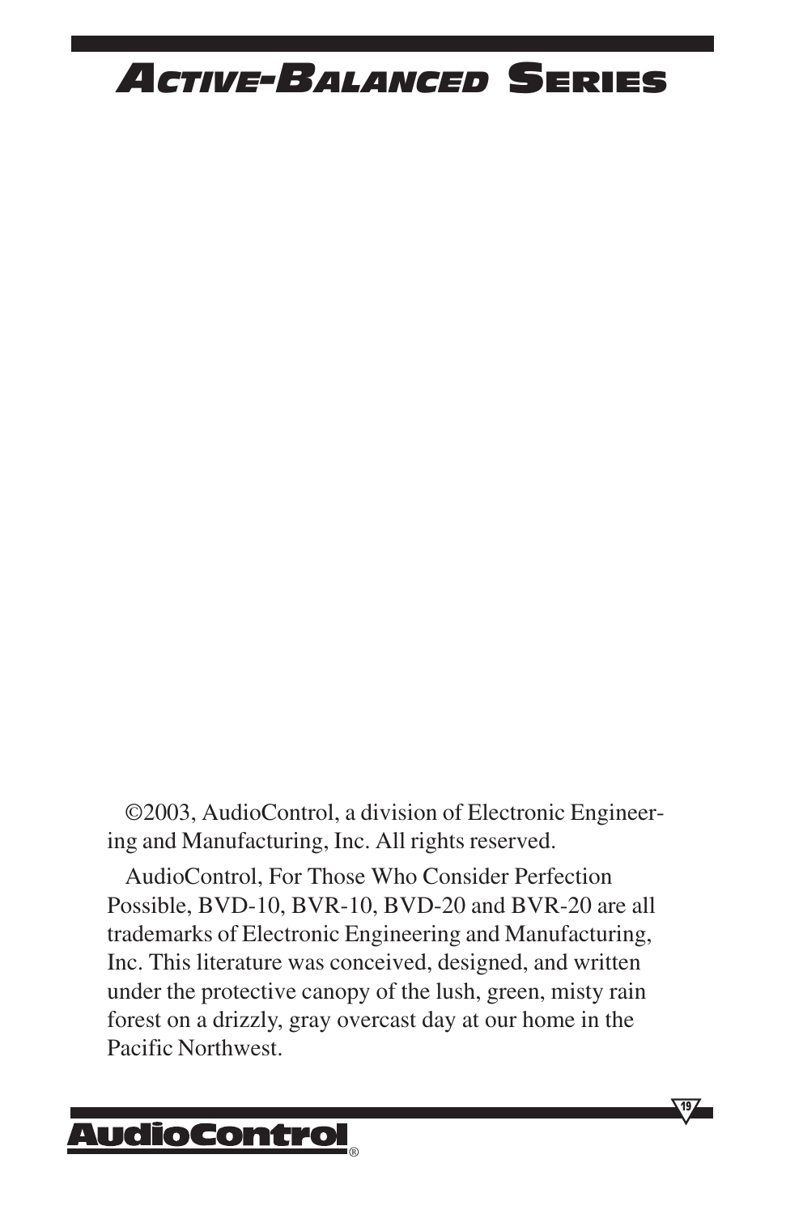©2003, AudioControl, a division of Electronic Engineering and Manufacturing, Inc. All rights reserved.

AudioControl, For Those Who Consider Perfection Possible, BVD-10, BVR-10, BVD-20 and BVR-20 are all trademarks of Electronic Engineering and Manufacturing, Inc. This literature was conceived, designed, and written under the protective canopy of the lush, green, misty rain forest on a drizzly, gray overcast day at our home in the Pacific Northwest.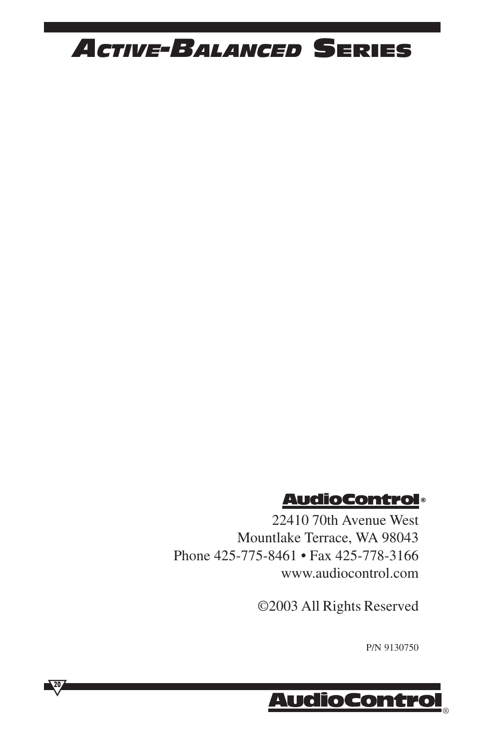AudioControl®

22410 70th Avenue West
Mountlake Terrace, WA 98043
Phone 425-775-8461 • Fax 425-778-3166
www.audiocontrol.com

©2003 All Rights Reserved

P/N 9130750